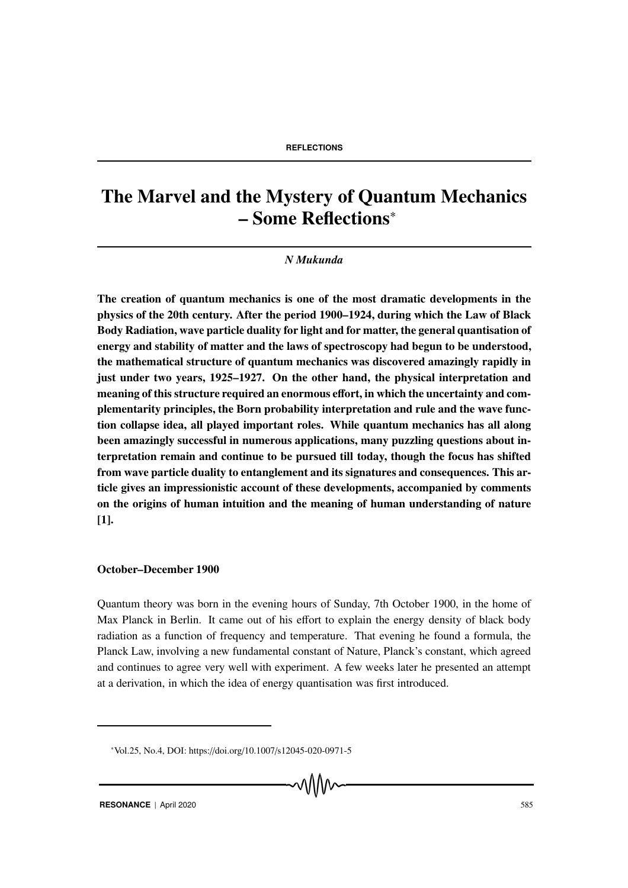REFLECTIONS

# The Marvel and the Mystery of Quantum Mechanics – Some Reflections*

*N Mukunda*

**The creation of quantum mechanics is one of the most dramatic developments in the physics of the 20th century. After the period 1900–1924, during which the Law of Black Body Radiation, wave particle duality for light and for matter, the general quantisation of energy and stability of matter and the laws of spectroscopy had begun to be understood, the mathematical structure of quantum mechanics was discovered amazingly rapidly in just under two years, 1925–1927. On the other hand, the physical interpretation and meaning of this structure required an enormous effort, in which the uncertainty and complementarity principles, the Born probability interpretation and rule and the wave function collapse idea, all played important roles. While quantum mechanics has all along been amazingly successful in numerous applications, many puzzling questions about interpretation remain and continue to be pursued till today, though the focus has shifted from wave particle duality to entanglement and its signatures and consequences. This article gives an impressionistic account of these developments, accompanied by comments on the origins of human intuition and the meaning of human understanding of nature [1].**

## October–December 1900

Quantum theory was born in the evening hours of Sunday, 7th October 1900, in the home of Max Planck in Berlin. It came out of his effort to explain the energy density of black body radiation as a function of frequency and temperature. That evening he found a formula, the Planck Law, involving a new fundamental constant of Nature, Planck's constant, which agreed and continues to agree very well with experiment. A few weeks later he presented an attempt at a derivation, in which the idea of energy quantisation was first introduced.

*Vol.25, No.4, DOI: https://doi.org/10.1007/s12045-020-0971-5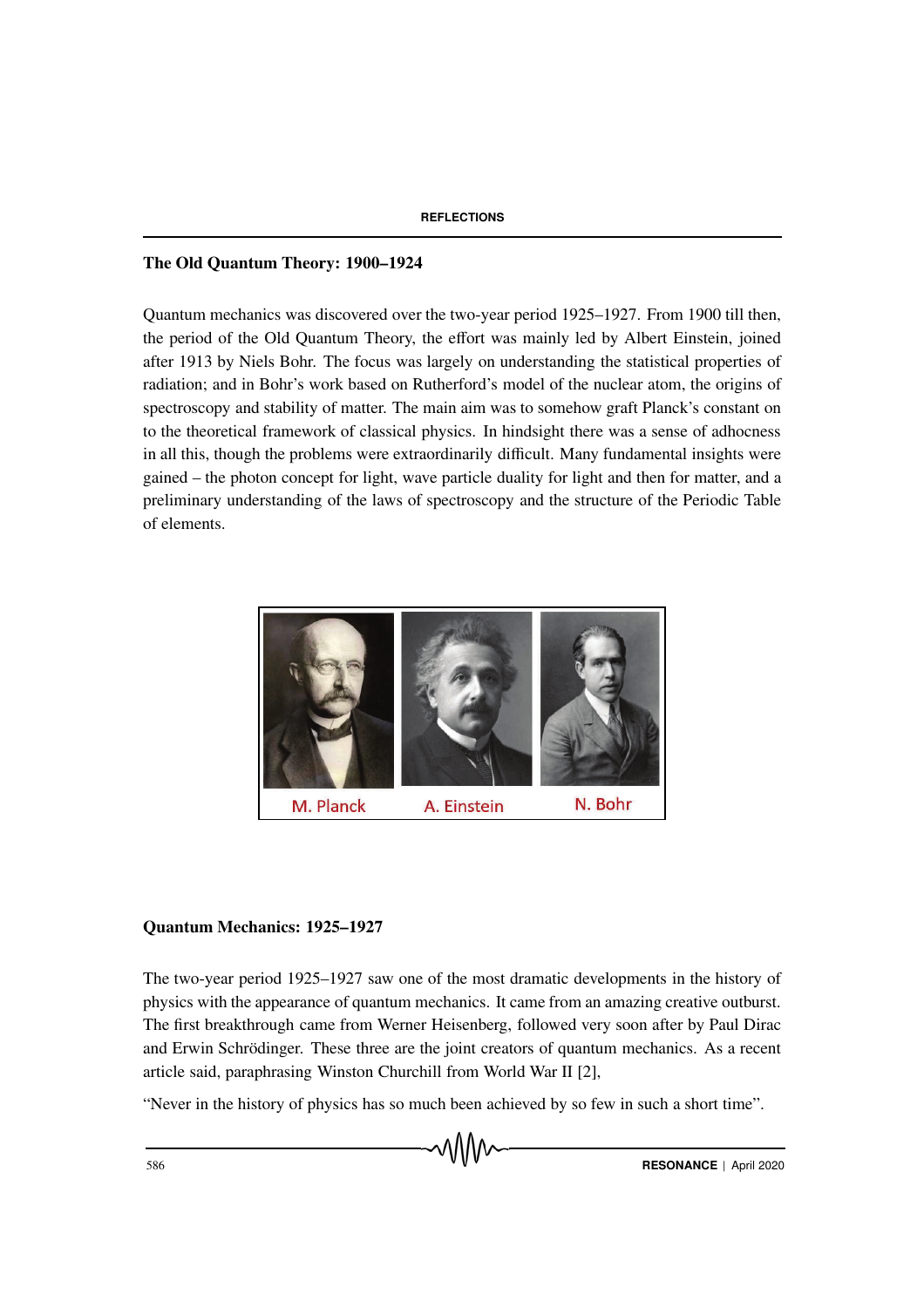## The Old Quantum Theory: 1900–1924

Quantum mechanics was discovered over the two-year period 1925–1927. From 1900 till then, the period of the Old Quantum Theory, the effort was mainly led by Albert Einstein, joined after 1913 by Niels Bohr. The focus was largely on understanding the statistical properties of radiation; and in Bohr's work based on Rutherford's model of the nuclear atom, the origins of spectroscopy and stability of matter. The main aim was to somehow graft Planck's constant on to the theoretical framework of classical physics. In hindsight there was a sense of adhocness in all this, though the problems were extraordinarily difficult. Many fundamental insights were gained – the photon concept for light, wave particle duality for light and then for matter, and a preliminary understanding of the laws of spectroscopy and the structure of the Periodic Table of elements.

M. Planck A. Einstein N. Bohr

## Quantum Mechanics: 1925–1927

The two-year period 1925–1927 saw one of the most dramatic developments in the history of physics with the appearance of quantum mechanics. It came from an amazing creative outburst. The first breakthrough came from Werner Heisenberg, followed very soon after by Paul Dirac and Erwin Schrödinger. These three are the joint creators of quantum mechanics. As a recent article said, paraphrasing Winston Churchill from World War II [2],

"Never in the history of physics has so much been achieved by so few in such a short time".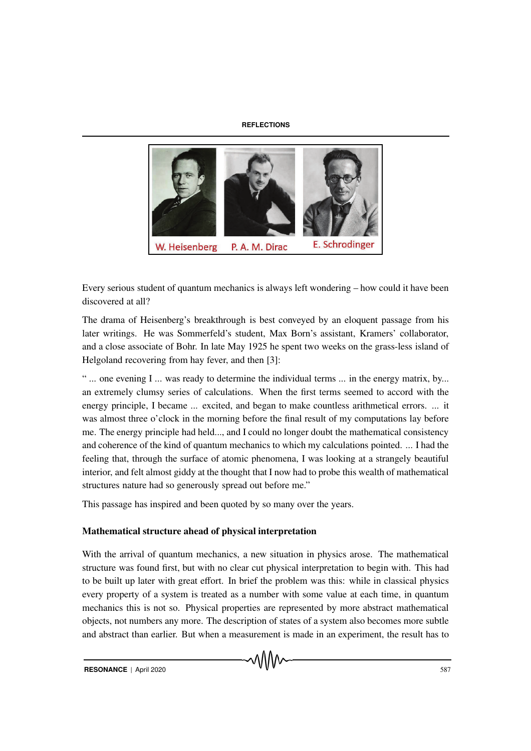W. Heisenberg P. A. M. Dirac E. Schrodinger

Every serious student of quantum mechanics is always left wondering – how could it have been discovered at all?

The drama of Heisenberg's breakthrough is best conveyed by an eloquent passage from his later writings. He was Sommerfeld's student, Max Born's assistant, Kramers' collaborator, and a close associate of Bohr. In late May 1925 he spent two weeks on the grass-less island of Helgoland recovering from hay fever, and then [3]:

" ... one evening I ... was ready to determine the individual terms ... in the energy matrix, by... an extremely clumsy series of calculations. When the first terms seemed to accord with the energy principle, I became ... excited, and began to make countless arithmetical errors. ... it was almost three o'clock in the morning before the final result of my computations lay before me. The energy principle had held..., and I could no longer doubt the mathematical consistency and coherence of the kind of quantum mechanics to which my calculations pointed. ... I had the feeling that, through the surface of atomic phenomena, I was looking at a strangely beautiful interior, and felt almost giddy at the thought that I now had to probe this wealth of mathematical structures nature had so generously spread out before me."

This passage has inspired and been quoted by so many over the years.

### Mathematical structure ahead of physical interpretation

With the arrival of quantum mechanics, a new situation in physics arose. The mathematical structure was found first, but with no clear cut physical interpretation to begin with. This had to be built up later with great effort. In brief the problem was this: while in classical physics every property of a system is treated as a number with some value at each time, in quantum mechanics this is not so. Physical properties are represented by more abstract mathematical objects, not numbers any more. The description of states of a system also becomes more subtle and abstract than earlier. But when a measurement is made in an experiment, the result has to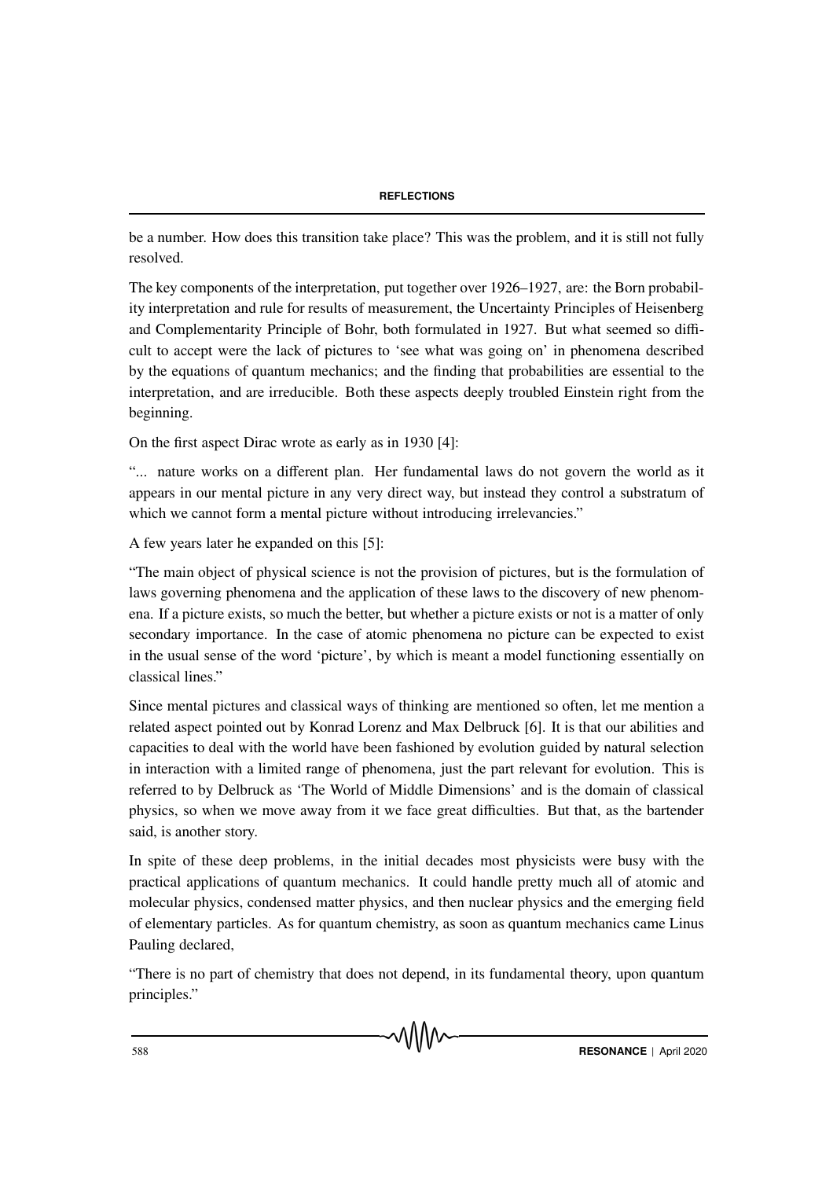be a number. How does this transition take place? This was the problem, and it is still not fully resolved.

The key components of the interpretation, put together over 1926–1927, are: the Born probability interpretation and rule for results of measurement, the Uncertainty Principles of Heisenberg and Complementarity Principle of Bohr, both formulated in 1927. But what seemed so difficult to accept were the lack of pictures to 'see what was going on' in phenomena described by the equations of quantum mechanics; and the finding that probabilities are essential to the interpretation, and are irreducible. Both these aspects deeply troubled Einstein right from the beginning.

On the first aspect Dirac wrote as early as in 1930 [4]:

"... nature works on a different plan. Her fundamental laws do not govern the world as it appears in our mental picture in any very direct way, but instead they control a substratum of which we cannot form a mental picture without introducing irrelevancies."

A few years later he expanded on this [5]:

"The main object of physical science is not the provision of pictures, but is the formulation of laws governing phenomena and the application of these laws to the discovery of new phenomena. If a picture exists, so much the better, but whether a picture exists or not is a matter of only secondary importance. In the case of atomic phenomena no picture can be expected to exist in the usual sense of the word 'picture', by which is meant a model functioning essentially on classical lines."

Since mental pictures and classical ways of thinking are mentioned so often, let me mention a related aspect pointed out by Konrad Lorenz and Max Delbruck [6]. It is that our abilities and capacities to deal with the world have been fashioned by evolution guided by natural selection in interaction with a limited range of phenomena, just the part relevant for evolution. This is referred to by Delbruck as 'The World of Middle Dimensions' and is the domain of classical physics, so when we move away from it we face great difficulties. But that, as the bartender said, is another story.

In spite of these deep problems, in the initial decades most physicists were busy with the practical applications of quantum mechanics. It could handle pretty much all of atomic and molecular physics, condensed matter physics, and then nuclear physics and the emerging field of elementary particles. As for quantum chemistry, as soon as quantum mechanics came Linus Pauling declared,

"There is no part of chemistry that does not depend, in its fundamental theory, upon quantum principles."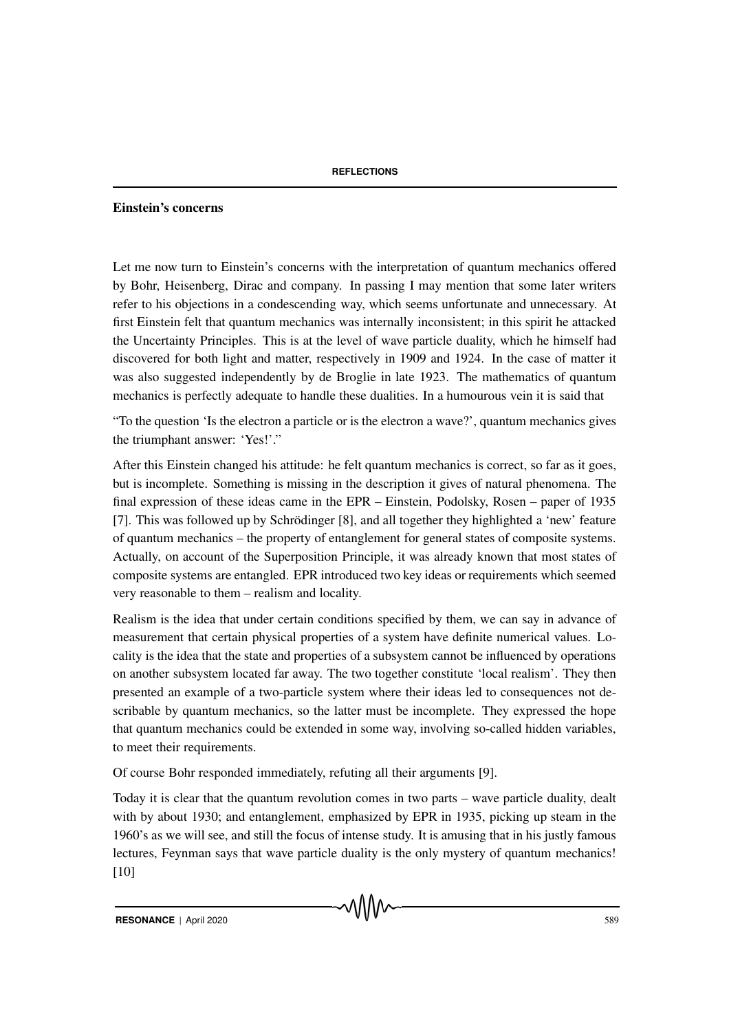### Einstein's concerns

Let me now turn to Einstein's concerns with the interpretation of quantum mechanics offered by Bohr, Heisenberg, Dirac and company. In passing I may mention that some later writers refer to his objections in a condescending way, which seems unfortunate and unnecessary. At first Einstein felt that quantum mechanics was internally inconsistent; in this spirit he attacked the Uncertainty Principles. This is at the level of wave particle duality, which he himself had discovered for both light and matter, respectively in 1909 and 1924. In the case of matter it was also suggested independently by de Broglie in late 1923. The mathematics of quantum mechanics is perfectly adequate to handle these dualities. In a humourous vein it is said that

"To the question 'Is the electron a particle or is the electron a wave?', quantum mechanics gives the triumphant answer: 'Yes!'."

After this Einstein changed his attitude: he felt quantum mechanics is correct, so far as it goes, but is incomplete. Something is missing in the description it gives of natural phenomena. The final expression of these ideas came in the EPR – Einstein, Podolsky, Rosen – paper of 1935 [7]. This was followed up by Schrödinger [8], and all together they highlighted a 'new' feature of quantum mechanics – the property of entanglement for general states of composite systems. Actually, on account of the Superposition Principle, it was already known that most states of composite systems are entangled. EPR introduced two key ideas or requirements which seemed very reasonable to them – realism and locality.

Realism is the idea that under certain conditions specified by them, we can say in advance of measurement that certain physical properties of a system have definite numerical values. Locality is the idea that the state and properties of a subsystem cannot be influenced by operations on another subsystem located far away. The two together constitute 'local realism'. They then presented an example of a two-particle system where their ideas led to consequences not describable by quantum mechanics, so the latter must be incomplete. They expressed the hope that quantum mechanics could be extended in some way, involving so-called hidden variables, to meet their requirements.

Of course Bohr responded immediately, refuting all their arguments [9].

Today it is clear that the quantum revolution comes in two parts – wave particle duality, dealt with by about 1930; and entanglement, emphasized by EPR in 1935, picking up steam in the 1960's as we will see, and still the focus of intense study. It is amusing that in his justly famous lectures, Feynman says that wave particle duality is the only mystery of quantum mechanics! [10]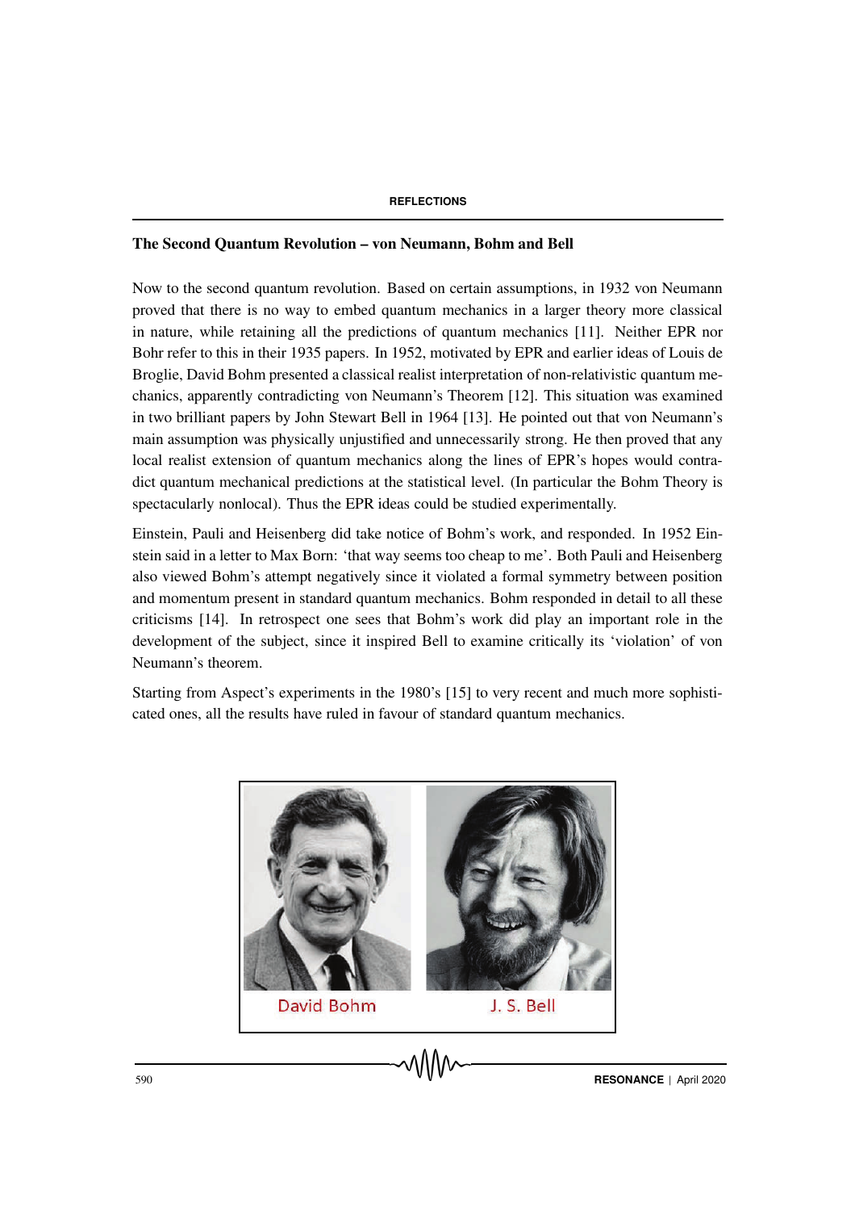## The Second Quantum Revolution – von Neumann, Bohm and Bell

Now to the second quantum revolution. Based on certain assumptions, in 1932 von Neumann proved that there is no way to embed quantum mechanics in a larger theory more classical in nature, while retaining all the predictions of quantum mechanics [11]. Neither EPR nor Bohr refer to this in their 1935 papers. In 1952, motivated by EPR and earlier ideas of Louis de Broglie, David Bohm presented a classical realist interpretation of non-relativistic quantum mechanics, apparently contradicting von Neumann's Theorem [12]. This situation was examined in two brilliant papers by John Stewart Bell in 1964 [13]. He pointed out that von Neumann's main assumption was physically unjustified and unnecessarily strong. He then proved that any local realist extension of quantum mechanics along the lines of EPR's hopes would contradict quantum mechanical predictions at the statistical level. (In particular the Bohm Theory is spectacularly nonlocal). Thus the EPR ideas could be studied experimentally.

Einstein, Pauli and Heisenberg did take notice of Bohm's work, and responded. In 1952 Einstein said in a letter to Max Born: 'that way seems too cheap to me'. Both Pauli and Heisenberg also viewed Bohm's attempt negatively since it violated a formal symmetry between position and momentum present in standard quantum mechanics. Bohm responded in detail to all these criticisms [14]. In retrospect one sees that Bohm's work did play an important role in the development of the subject, since it inspired Bell to examine critically its 'violation' of von Neumann's theorem.

Starting from Aspect's experiments in the 1980's [15] to very recent and much more sophisticated ones, all the results have ruled in favour of standard quantum mechanics.

David Bohm J. S. Bell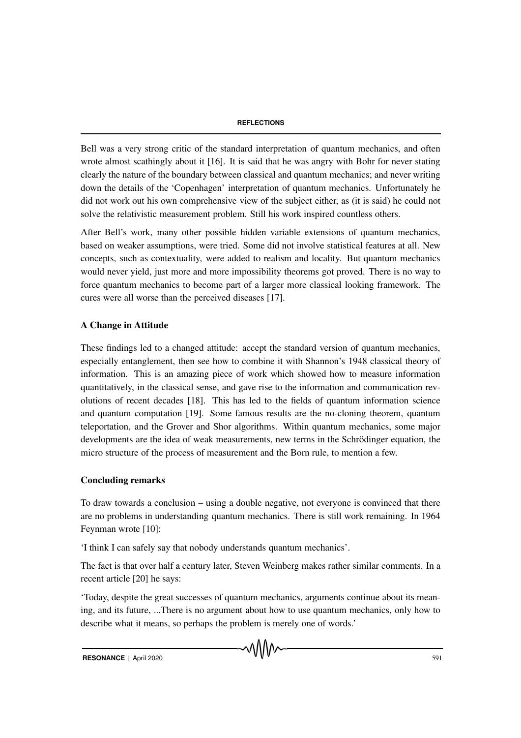Bell was a very strong critic of the standard interpretation of quantum mechanics, and often wrote almost scathingly about it [16]. It is said that he was angry with Bohr for never stating clearly the nature of the boundary between classical and quantum mechanics; and never writing down the details of the 'Copenhagen' interpretation of quantum mechanics. Unfortunately he did not work out his own comprehensive view of the subject either, as (it is said) he could not solve the relativistic measurement problem. Still his work inspired countless others.

After Bell's work, many other possible hidden variable extensions of quantum mechanics, based on weaker assumptions, were tried. Some did not involve statistical features at all. New concepts, such as contextuality, were added to realism and locality. But quantum mechanics would never yield, just more and more impossibility theorems got proved. There is no way to force quantum mechanics to become part of a larger more classical looking framework. The cures were all worse than the perceived diseases [17].

## A Change in Attitude

These findings led to a changed attitude: accept the standard version of quantum mechanics, especially entanglement, then see how to combine it with Shannon's 1948 classical theory of information. This is an amazing piece of work which showed how to measure information quantitatively, in the classical sense, and gave rise to the information and communication revolutions of recent decades [18]. This has led to the fields of quantum information science and quantum computation [19]. Some famous results are the no-cloning theorem, quantum teleportation, and the Grover and Shor algorithms. Within quantum mechanics, some major developments are the idea of weak measurements, new terms in the Schrödinger equation, the micro structure of the process of measurement and the Born rule, to mention a few.

## Concluding remarks

To draw towards a conclusion – using a double negative, not everyone is convinced that there are no problems in understanding quantum mechanics. There is still work remaining. In 1964 Feynman wrote [10]:

'I think I can safely say that nobody understands quantum mechanics'.

The fact is that over half a century later, Steven Weinberg makes rather similar comments. In a recent article [20] he says:

'Today, despite the great successes of quantum mechanics, arguments continue about its meaning, and its future, ...There is no argument about how to use quantum mechanics, only how to describe what it means, so perhaps the problem is merely one of words.'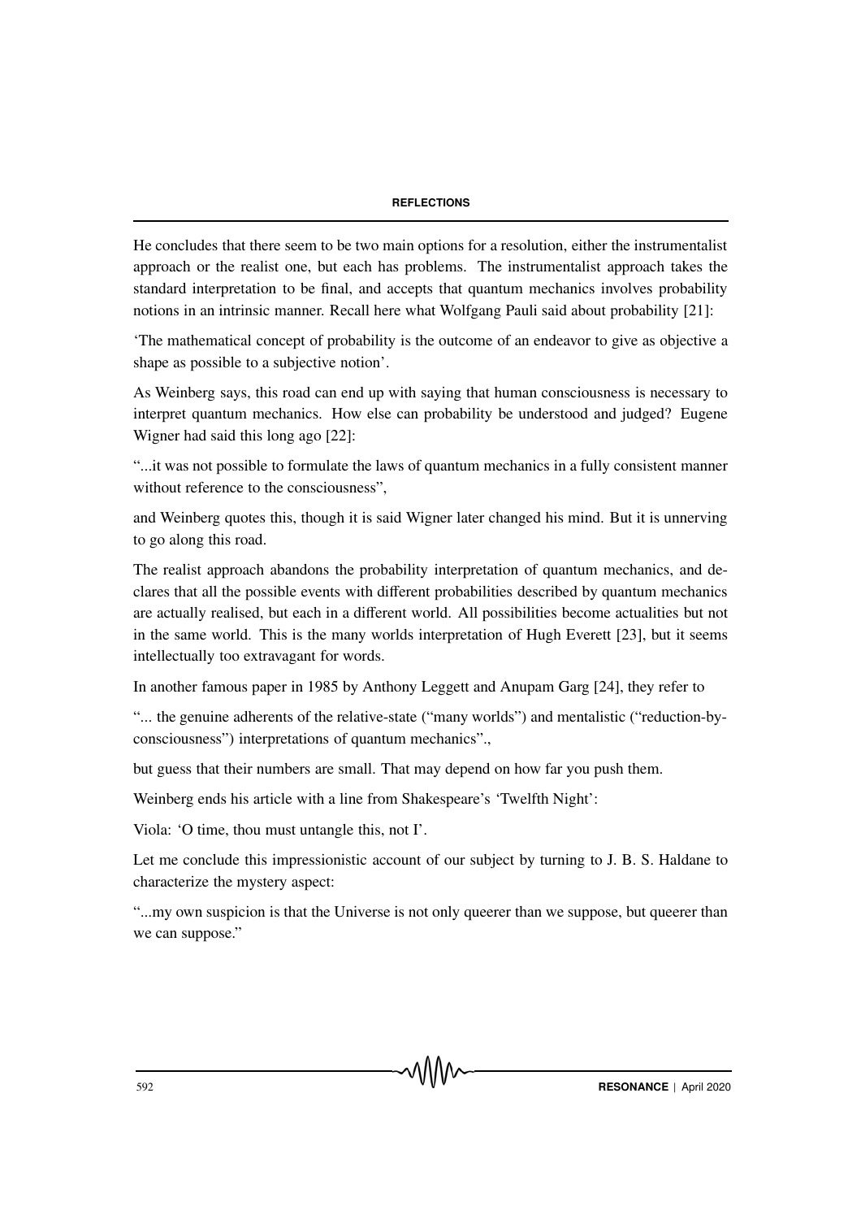He concludes that there seem to be two main options for a resolution, either the instrumentalist approach or the realist one, but each has problems. The instrumentalist approach takes the standard interpretation to be final, and accepts that quantum mechanics involves probability notions in an intrinsic manner. Recall here what Wolfgang Pauli said about probability [21]:

'The mathematical concept of probability is the outcome of an endeavor to give as objective a shape as possible to a subjective notion'.

As Weinberg says, this road can end up with saying that human consciousness is necessary to interpret quantum mechanics. How else can probability be understood and judged? Eugene Wigner had said this long ago [22]:

"...it was not possible to formulate the laws of quantum mechanics in a fully consistent manner without reference to the consciousness",

and Weinberg quotes this, though it is said Wigner later changed his mind. But it is unnerving to go along this road.

The realist approach abandons the probability interpretation of quantum mechanics, and declares that all the possible events with different probabilities described by quantum mechanics are actually realised, but each in a different world. All possibilities become actualities but not in the same world. This is the many worlds interpretation of Hugh Everett [23], but it seems intellectually too extravagant for words.

In another famous paper in 1985 by Anthony Leggett and Anupam Garg [24], they refer to

"... the genuine adherents of the relative-state ("many worlds") and mentalistic ("reduction-by-consciousness") interpretations of quantum mechanics".,

but guess that their numbers are small. That may depend on how far you push them.

Weinberg ends his article with a line from Shakespeare's 'Twelfth Night':

Viola: 'O time, thou must untangle this, not I'.

Let me conclude this impressionistic account of our subject by turning to J. B. S. Haldane to characterize the mystery aspect:

"...my own suspicion is that the Universe is not only queerer than we suppose, but queerer than we can suppose."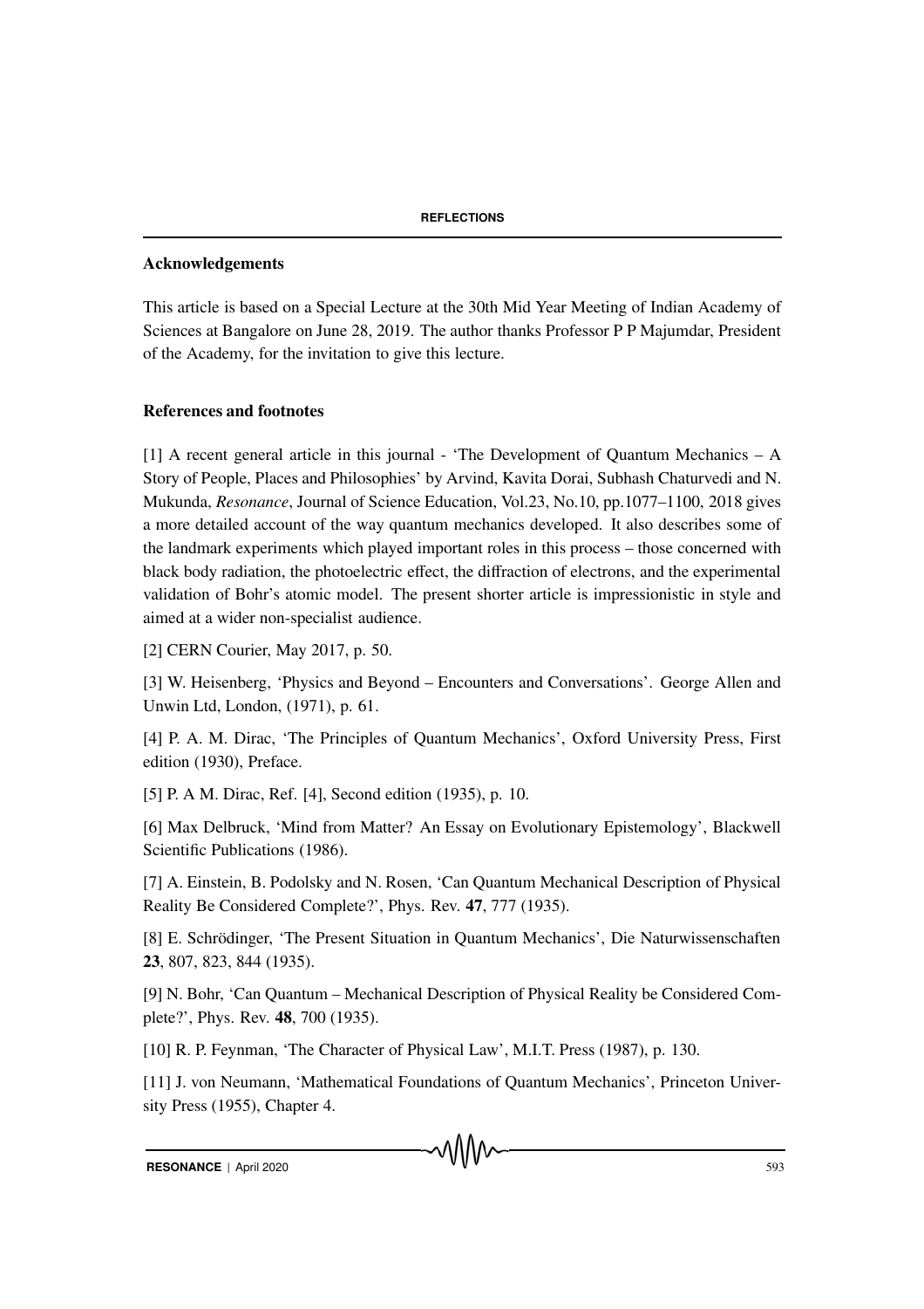## Acknowledgements

This article is based on a Special Lecture at the 30th Mid Year Meeting of Indian Academy of Sciences at Bangalore on June 28, 2019. The author thanks Professor P P Majumdar, President of the Academy, for the invitation to give this lecture.

## References and footnotes

[1] A recent general article in this journal - 'The Development of Quantum Mechanics – A Story of People, Places and Philosophies' by Arvind, Kavita Dorai, Subhash Chaturvedi and N. Mukunda, *Resonance*, Journal of Science Education, Vol.23, No.10, pp.1077–1100, 2018 gives a more detailed account of the way quantum mechanics developed. It also describes some of the landmark experiments which played important roles in this process – those concerned with black body radiation, the photoelectric effect, the diffraction of electrons, and the experimental validation of Bohr's atomic model. The present shorter article is impressionistic in style and aimed at a wider non-specialist audience.

[2] CERN Courier, May 2017, p. 50.

[3] W. Heisenberg, 'Physics and Beyond – Encounters and Conversations'. George Allen and Unwin Ltd, London, (1971), p. 61.

[4] P. A. M. Dirac, 'The Principles of Quantum Mechanics', Oxford University Press, First edition (1930), Preface.

[5] P. A M. Dirac, Ref. [4], Second edition (1935), p. 10.

[6] Max Delbruck, 'Mind from Matter? An Essay on Evolutionary Epistemology', Blackwell Scientific Publications (1986).

[7] A. Einstein, B. Podolsky and N. Rosen, 'Can Quantum Mechanical Description of Physical Reality Be Considered Complete?', Phys. Rev. **47**, 777 (1935).

[8] E. Schrödinger, 'The Present Situation in Quantum Mechanics', Die Naturwissenschaften **23**, 807, 823, 844 (1935).

[9] N. Bohr, 'Can Quantum – Mechanical Description of Physical Reality be Considered Complete?', Phys. Rev. **48**, 700 (1935).

[10] R. P. Feynman, 'The Character of Physical Law', M.I.T. Press (1987), p. 130.

[11] J. von Neumann, 'Mathematical Foundations of Quantum Mechanics', Princeton University Press (1955), Chapter 4.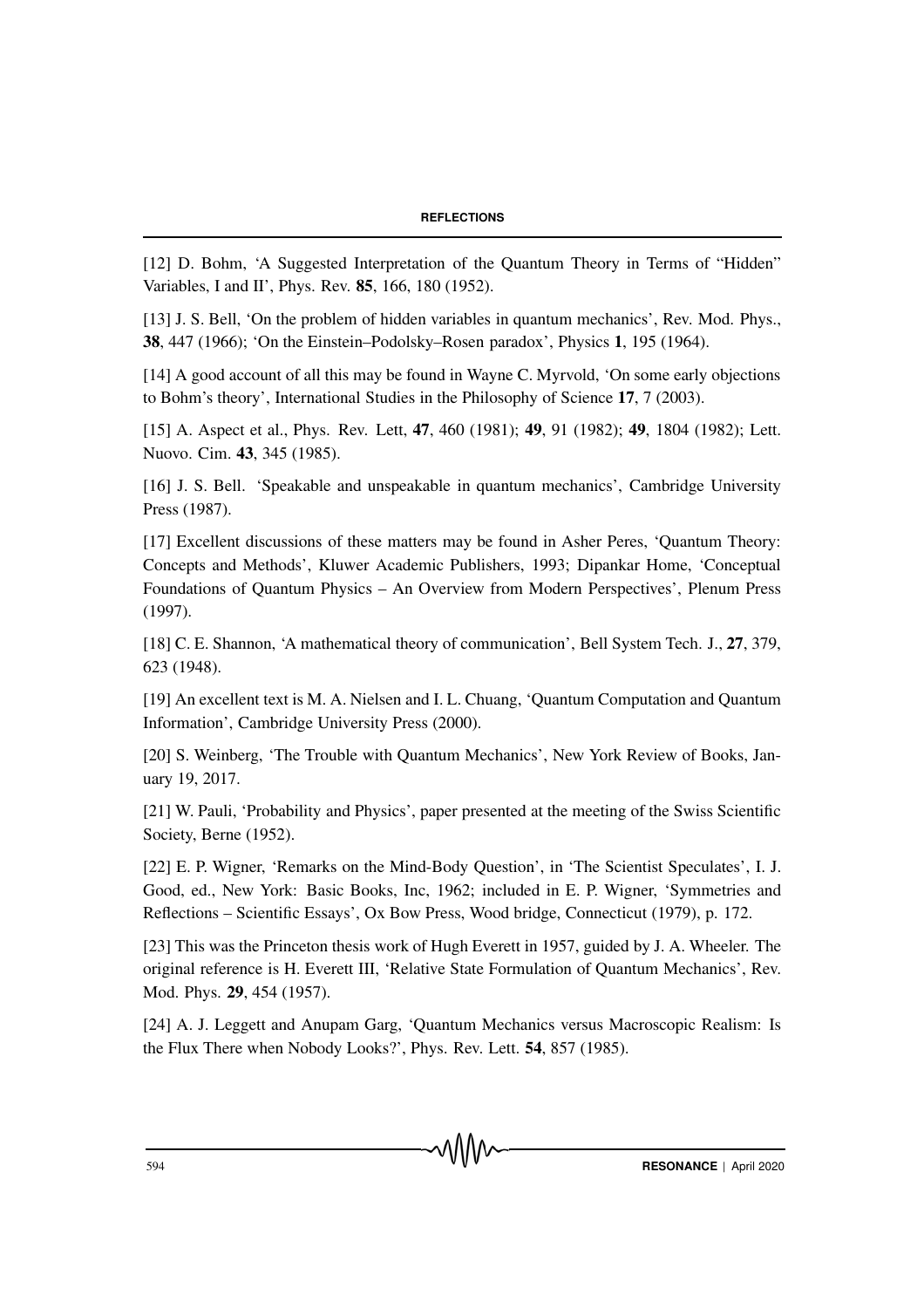[12] D. Bohm, 'A Suggested Interpretation of the Quantum Theory in Terms of "Hidden" Variables, I and II', Phys. Rev. **85**, 166, 180 (1952).

[13] J. S. Bell, 'On the problem of hidden variables in quantum mechanics', Rev. Mod. Phys., **38**, 447 (1966); 'On the Einstein–Podolsky–Rosen paradox', Physics **1**, 195 (1964).

[14] A good account of all this may be found in Wayne C. Myrvold, 'On some early objections to Bohm's theory', International Studies in the Philosophy of Science **17**, 7 (2003).

[15] A. Aspect et al., Phys. Rev. Lett, **47**, 460 (1981); **49**, 91 (1982); **49**, 1804 (1982); Lett. Nuovo. Cim. **43**, 345 (1985).

[16] J. S. Bell. 'Speakable and unspeakable in quantum mechanics', Cambridge University Press (1987).

[17] Excellent discussions of these matters may be found in Asher Peres, 'Quantum Theory: Concepts and Methods', Kluwer Academic Publishers, 1993; Dipankar Home, 'Conceptual Foundations of Quantum Physics – An Overview from Modern Perspectives', Plenum Press (1997).

[18] C. E. Shannon, 'A mathematical theory of communication', Bell System Tech. J., **27**, 379, 623 (1948).

[19] An excellent text is M. A. Nielsen and I. L. Chuang, 'Quantum Computation and Quantum Information', Cambridge University Press (2000).

[20] S. Weinberg, 'The Trouble with Quantum Mechanics', New York Review of Books, January 19, 2017.

[21] W. Pauli, 'Probability and Physics', paper presented at the meeting of the Swiss Scientific Society, Berne (1952).

[22] E. P. Wigner, 'Remarks on the Mind-Body Question', in 'The Scientist Speculates', I. J. Good, ed., New York: Basic Books, Inc, 1962; included in E. P. Wigner, 'Symmetries and Reflections – Scientific Essays', Ox Bow Press, Wood bridge, Connecticut (1979), p. 172.

[23] This was the Princeton thesis work of Hugh Everett in 1957, guided by J. A. Wheeler. The original reference is H. Everett III, 'Relative State Formulation of Quantum Mechanics', Rev. Mod. Phys. **29**, 454 (1957).

[24] A. J. Leggett and Anupam Garg, 'Quantum Mechanics versus Macroscopic Realism: Is the Flux There when Nobody Looks?', Phys. Rev. Lett. **54**, 857 (1985).